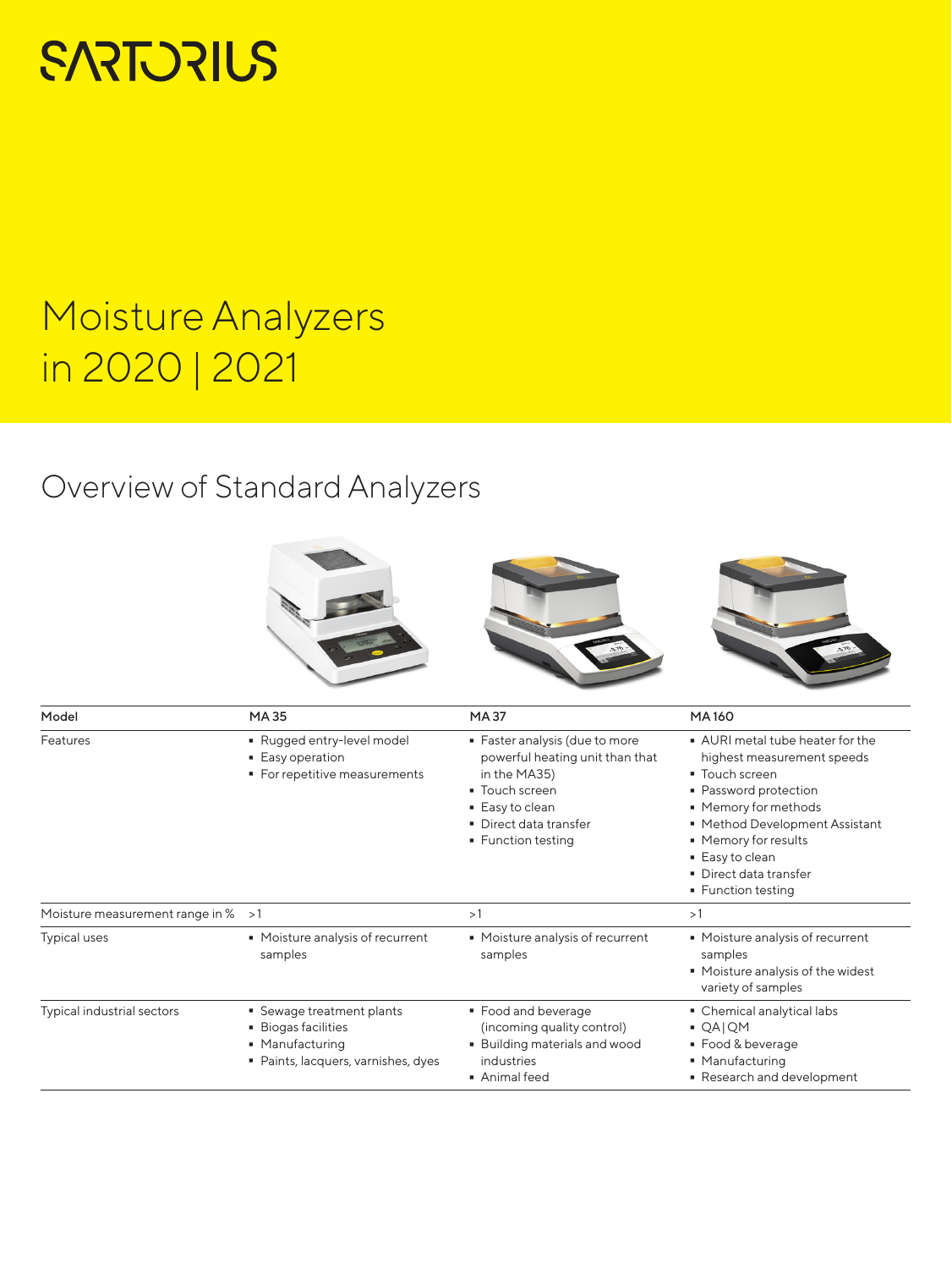SARTORIUS

# Moisture Analyzers in 2020 | 2021

## Overview of Standard Analyzers

| Model | MA 35 | MA 37 | MA 160 |
| --- | --- | --- | --- |
| Features | ▪ Rugged entry-level model<br>▪ Easy operation<br>▪ For repetitive measurements | ▪ Faster analysis (due to more powerful heating unit than that in the MA35)<br>▪ Touch screen<br>▪ Easy to clean<br>▪ Direct data transfer<br>▪ Function testing | ▪ AURI metal tube heater for the highest measurement speeds<br>▪ Touch screen<br>▪ Password protection<br>▪ Memory for methods<br>▪ Method Development Assistant<br>▪ Memory for results<br>▪ Easy to clean<br>▪ Direct data transfer<br>▪ Function testing |
| Moisture measurement range in % | >1 | >1 | >1 |
| Typical uses | ▪ Moisture analysis of recurrent samples | ▪ Moisture analysis of recurrent samples | ▪ Moisture analysis of recurrent samples<br>▪ Moisture analysis of the widest variety of samples |
| Typical industrial sectors | ▪ Sewage treatment plants<br>▪ Biogas facilities<br>▪ Manufacturing<br>▪ Paints, lacquers, varnishes, dyes | ▪ Food and beverage (incoming quality control)<br>▪ Building materials and wood industries<br>▪ Animal feed | ▪ Chemical analytical labs<br>▪ QA \| QM<br>▪ Food & beverage<br>▪ Manufacturing<br>▪ Research and development |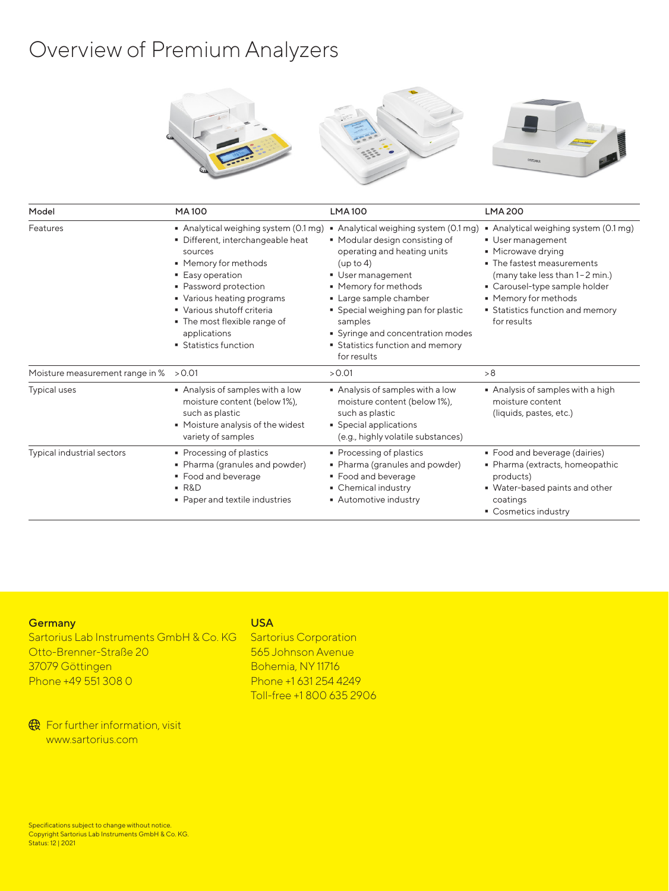# Overview of Premium Analyzers

| Model | MA 100 | LMA 100 | LMA 200 |
|---|---|---|---|
| Features | ▪ Analytical weighing system (0.1 mg)<br>▪ Different, interchangeable heat sources<br>▪ Memory for methods<br>▪ Easy operation<br>▪ Password protection<br>▪ Various heating programs<br>▪ Various shutoff criteria<br>▪ The most flexible range of applications<br>▪ Statistics function | ▪ Analytical weighing system (0.1 mg)<br>▪ Modular design consisting of operating and heating units (up to 4)<br>▪ User management<br>▪ Memory for methods<br>▪ Large sample chamber<br>▪ Special weighing pan for plastic samples<br>▪ Syringe and concentration modes<br>▪ Statistics function and memory for results | ▪ Analytical weighing system (0.1 mg)<br>▪ User management<br>▪ Microwave drying<br>▪ The fastest measurements (many take less than 1–2 min.)<br>▪ Carousel-type sample holder<br>▪ Memory for methods<br>▪ Statistics function and memory for results |
| Moisture measurement range in % | > 0.01 | > 0.01 | > 8 |
| Typical uses | ▪ Analysis of samples with a low moisture content (below 1%), such as plastic<br>▪ Moisture analysis of the widest variety of samples | ▪ Analysis of samples with a low moisture content (below 1%), such as plastic<br>▪ Special applications (e.g., highly volatile substances) | ▪ Analysis of samples with a high moisture content (liquids, pastes, etc.) |
| Typical industrial sectors | ▪ Processing of plastics<br>▪ Pharma (granules and powder)<br>▪ Food and beverage<br>▪ R&D<br>▪ Paper and textile industries | ▪ Processing of plastics<br>▪ Pharma (granules and powder)<br>▪ Food and beverage<br>▪ Chemical industry<br>▪ Automotive industry | ▪ Food and beverage (dairies)<br>▪ Pharma (extracts, homeopathic products)<br>▪ Water-based paints and other coatings<br>▪ Cosmetics industry |

**Germany**
Sartorius Lab Instruments GmbH & Co. KG
Otto-Brenner-Straße 20
37079 Göttingen
Phone +49 551 308 0

**USA**
Sartorius Corporation
565 Johnson Avenue
Bohemia, NY 11716
Phone +1 631 254 4249
Toll-free +1 800 635 2906

For further information, visit
www.sartorius.com

Specifications subject to change without notice.
Copyright Sartorius Lab Instruments GmbH & Co. KG.
Status: 12 | 2021